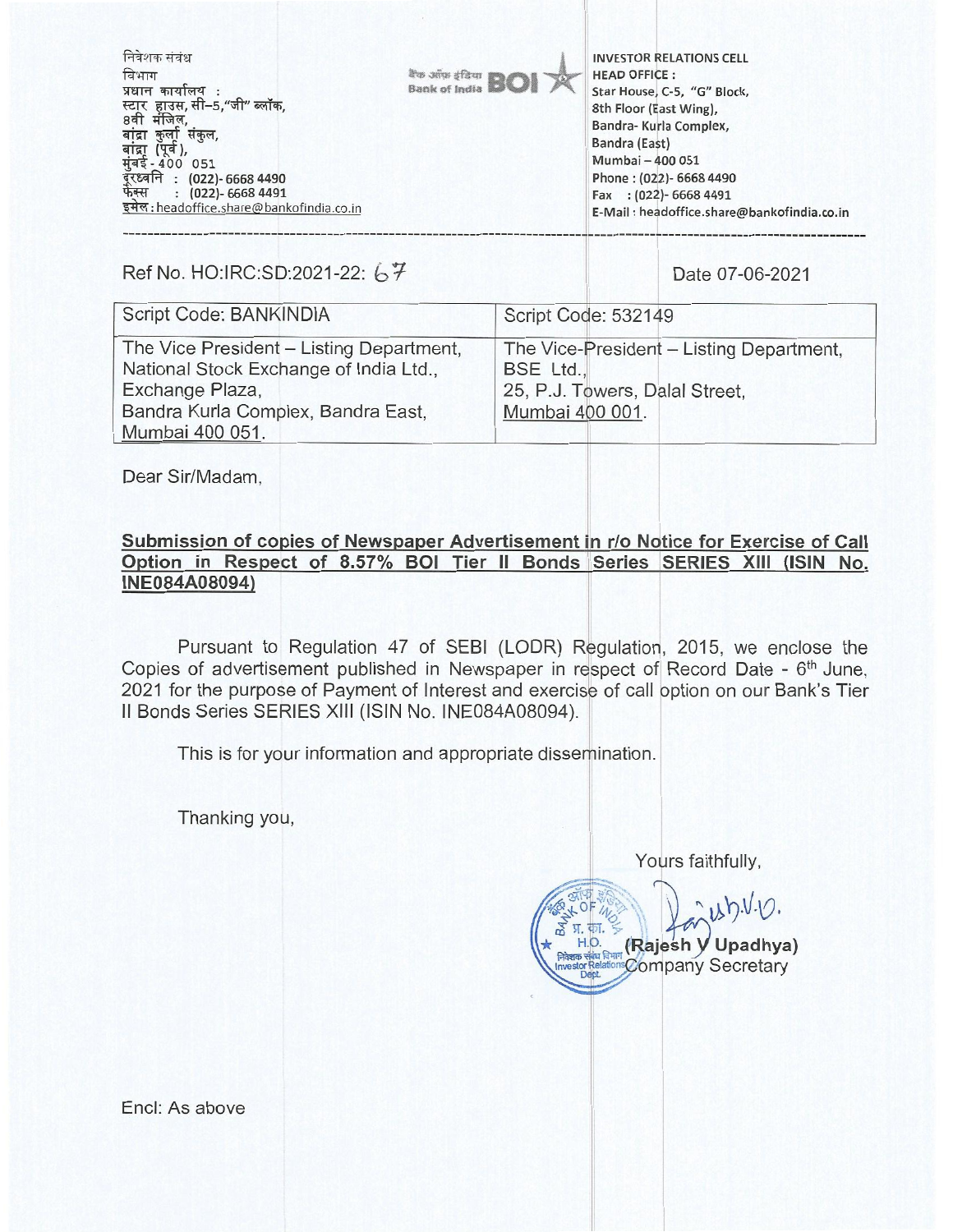निवेशक संबंध
विभाग
प्रधान कार्यालय :
स्टार हाउस, सी–5,"जी" ब्लॉक,
8वी मंजिल,
बांद्रा कुर्ला संकुल,
बांद्रा (पूर्व),
मुंबई - 400 051
दूरध्वनि : (022)- 6668 4490
फैक्स : (022)- 6668 4491
इमेल : headoffice.share@bankofindia.co.in

बैंक ऑफ इंडिया Bank of India BOI

INVESTOR RELATIONS CELL
HEAD OFFICE :
Star House, C-5, "G" Block,
8th Floor (East Wing),
Bandra- Kurla Complex,
Bandra (East)
Mumbai – 400 051
Phone : (022)- 6668 4490
Fax : (022)- 6668 4491
E-Mail : headoffice.share@bankofindia.co.in

---

Ref No. HO:IRC:SD:2021-22: 67

Date 07-06-2021

| Script Code: BANKINDIA | Script Code: 532149 |
|---|---|
| The Vice President – Listing Department, National Stock Exchange of India Ltd., Exchange Plaza, Bandra Kurla Complex, Bandra East, Mumbai 400 051. | The Vice-President – Listing Department, BSE Ltd., 25, P.J. Towers, Dalal Street, Mumbai 400 001. |

Dear Sir/Madam,

**Submission of copies of Newspaper Advertisement in r/o Notice for Exercise of Call Option in Respect of 8.57% BOI Tier II Bonds Series SERIES XIII (ISIN No. INE084A08094)**

Pursuant to Regulation 47 of SEBI (LODR) Regulation, 2015, we enclose the Copies of advertisement published in Newspaper in respect of Record Date - 6th June, 2021 for the purpose of Payment of Interest and exercise of call option on our Bank's Tier II Bonds Series SERIES XIII (ISIN No. INE084A08094).

This is for your information and appropriate dissemination.

Thanking you,

Yours faithfully,

(Rajesh V Upadhya)
Company Secretary

Encl: As above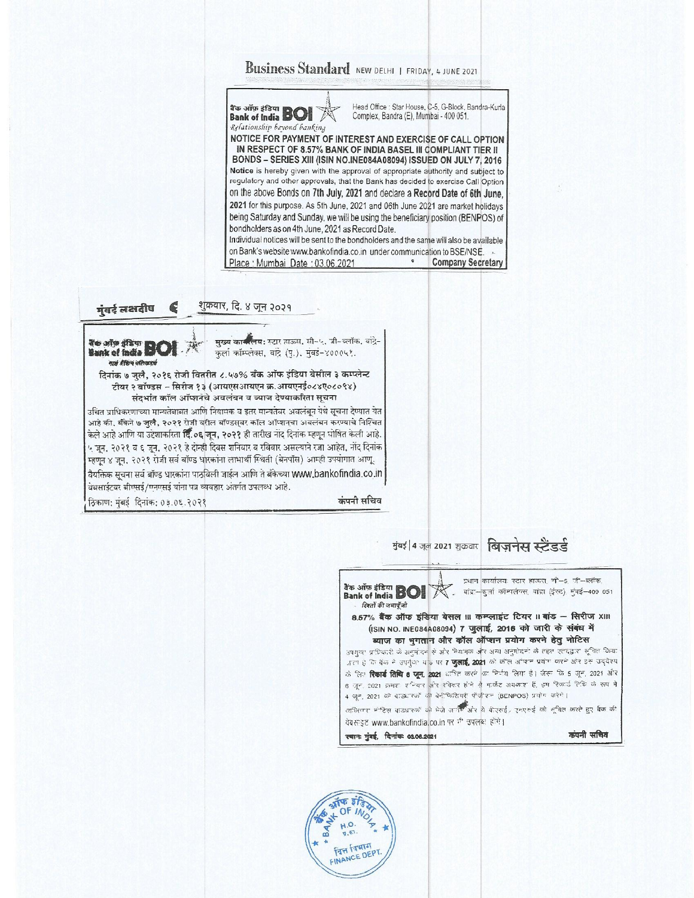**Business Standard** NEW DELHI | FRIDAY, 4 JUNE 2021

बैंक ऑफ इंडिया **Bank of India BOI**
*Relationship beyond banking*

Head Office : Star House, C-5, G-Block, Bandra-Kurla Complex, Bandra (E), Mumbai - 400 051.

**NOTICE FOR PAYMENT OF INTEREST AND EXERCISE OF CALL OPTION IN RESPECT OF 8.57% BANK OF INDIA BASEL III COMPLIANT TIER II BONDS – SERIES XIII (ISIN NO.INE084A08094) ISSUED ON JULY 7, 2016**

**Notice** is hereby given with the approval of appropriate authority and subject to regulatory and other approvals, that the Bank has decided to exercise Call Option on the above Bonds on **7th July, 2021** and declare a **Record Date of 6th June, 2021** for this purpose. As 5th June, 2021 and 06th June 2021 are market holidays being Saturday and Sunday, we will be using the beneficiary position (BENPOS) of bondholders as on 4th June, 2021 as Record Date.

Individual notices will be sent to the bondholders and the same will also be available on Bank's website www.bankofindia.co.in under communication to BSE/NSE.

Place : Mumbai Date : 03.06.2021 **Company Secretary**

---

मुंबई लक्षदीप शुक्रवार, दि. ४ जून २०२१

बँक ऑफ इंडिया **Bank of India BOI**
नातं बँकिंग पलिकडचं

**मुख्य कार्यालय:** स्टार हाऊस, सी-५, जी-ब्लॉक, वांद्रे-कुर्ला कॉम्प्लेक्स, वांद्रे (पू.), मुंबई-४०००५१.

**दिनांक ७ जुलै, २०१६ रोजी वितरीत ८.५७% बँक ऑफ इंडिया बेसील ३ कम्प्लेन्ट टीयर २ बॉण्डस – सिरीज १३ (आयएसआयएन क्र.आयएनई०८४ए०८०९४) संदर्भात कॉल ऑप्शनचे अवलंबन व व्याज देण्याकरिता सूचना**

उचित प्राधिकरणाच्या मान्यतेबाबत आणि नियामक व इतर मान्यतेवर अवलंबून येथे सूचना देण्यात येत आहे की, बँकेने ७ जुलै, २०२१ रोजी वरील बॉण्डसवर कॉल ऑप्शनचा अवलंबन करण्याचे निश्चित केले आहे आणि या उद्देशाकरिता **दि.०६ जून, २०२१** ही तारीख नोंद दिनांक म्हणून घोषित केली आहे. ५ जून, २०२१ व ६ जून, २०२१ हे दोन्ही दिवस शनिवार व रविवार असल्याने रजा आहेत, नोंद दिनांक म्हणून ४ जून, २०२१ रोजी सर्व बॉण्ड धारकांना लाभार्थी स्थिती (बेनपॉस) आम्ही उपयोगात आणू.

वैयक्तिक सूचना सर्व बॉण्ड धारकांना पाठविली जाईल आणि ते बँकेच्या www.bankofindia.co.in वेबसाईटवर बीएसई/एनएसई यांना पत्र व्यवहार अंतर्गत उपलब्ध आहे.

ठिकाण: मुंबई दिनांक: ०३.०६.२०२१ **कंपनी सचिव**

---

मुंबई | 4 जून 2021 शुक्रवार **बिज़नेस स्टैंडर्ड**

बैंक ऑफ इंडिया **Bank of India BOI**
*रिश्तों की जमापूँजी*

प्रधान कार्यालय: स्टार हाउस, सी–5, जी–ब्लॉक, बांद्रा–कुर्ला कॉम्प्लेक्स, बांद्रा (ईस्ट), मुंबई–400 051

**8.57% बैंक ऑफ इंडिया बेसल III कम्प्लाइंट टियर II बांड – सिरीज XIII (ISIN NO. INE084A08094) 7 जुलाई, 2016 को जारी के संबंध में ब्याज का भुगतान और कॉल ऑप्शन प्रयोग करने हेतु नोटिस**

उपयुक्त प्राधिकारी के अनुमोदन से और नियामक और अन्य अनुमोदनों के तहत एतद्द्वारा सूचित किया जाता है कि बैंक ने उपर्युक्त बांड पर **7 जुलाई, 2021** को कॉल ऑप्शन प्रयोग करने और इस उद्देश्य के लिए **रिकार्ड तिथि 6 जून, 2021** घोषित करने का निर्णय लिया है। जैसा कि 5 जून, 2021 और 6 जून, 2021 क्रमशः शनिवार और रविवार होने से मार्केट अवकाश हैं, हम रिकार्ड तिथि के रूप में 4 जून, 2021 को बांडधारकों की बेनीफिशियरी पोजीशन (BENPOS) प्रयोग करेंगे।

व्यक्तिगत नोटिस बांडधारकों को भेजे जाएँगे और ये बीएसई/एनएसई को सूचित करते हुए बैंक की वेबसाइट www.bankofindia.co.in पर भी उपलब्ध होंगे।

स्थान: मुंबई, दिनांक 03.06.2021 **कंपनी सचिव**

---

बैंक ऑफ इंडिया
BANK OF INDIA
H.O.
प्र.का.
वित्त विभाग
FINANCE DEPT.